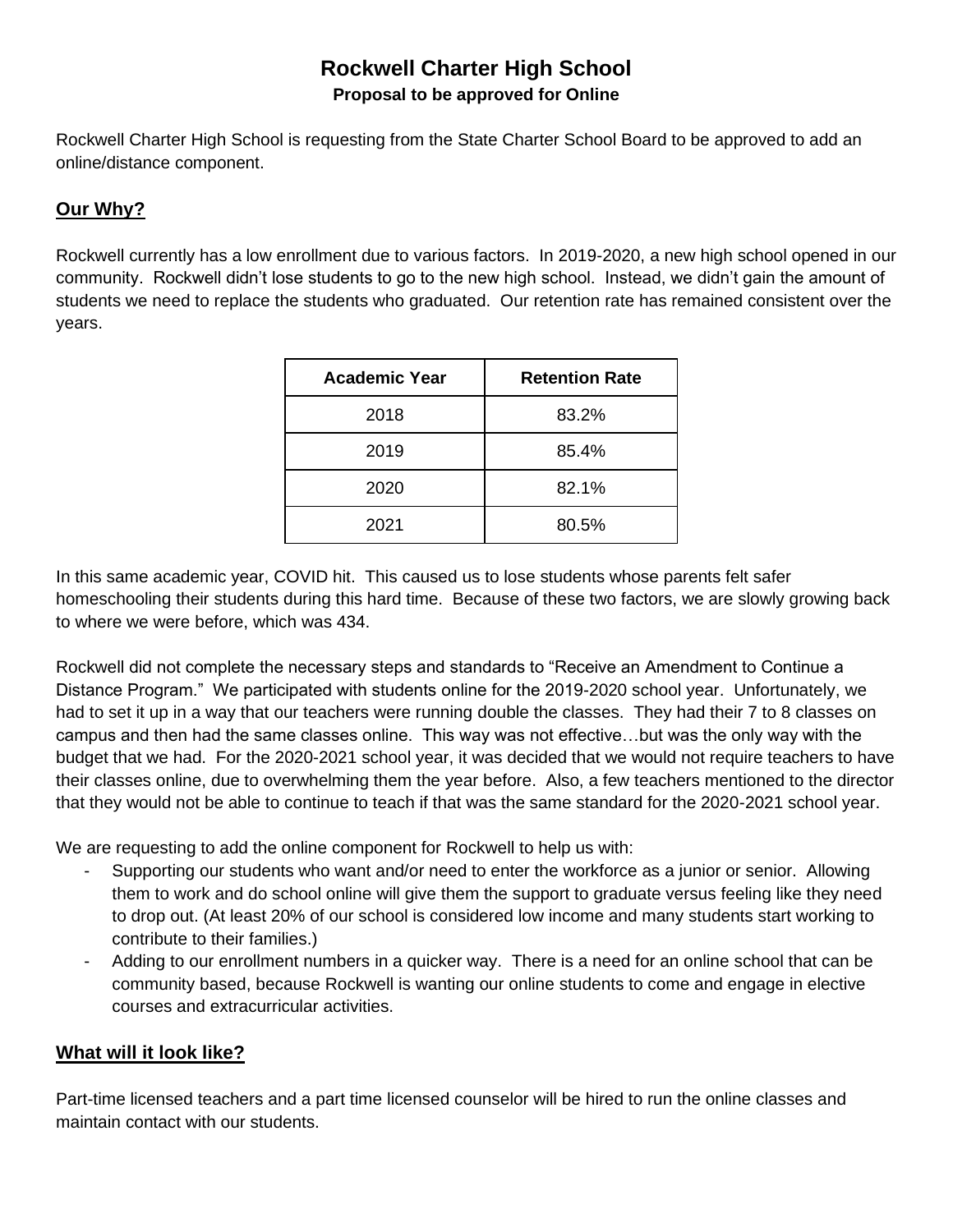# Rockwell Charter High School

**Proposal to be approved for Online**

Rockwell Charter High School is requesting from the State Charter School Board to be approved to add an online/distance component.

## Our Why?

Rockwell currently has a low enrollment due to various factors. In 2019-2020, a new high school opened in our community. Rockwell didn't lose students to go to the new high school. Instead, we didn't gain the amount of students we need to replace the students who graduated. Our retention rate has remained consistent over the years.

| Academic Year | Retention Rate |
| --- | --- |
| 2018 | 83.2% |
| 2019 | 85.4% |
| 2020 | 82.1% |
| 2021 | 80.5% |

In this same academic year, COVID hit. This caused us to lose students whose parents felt safer homeschooling their students during this hard time. Because of these two factors, we are slowly growing back to where we were before, which was 434.

Rockwell did not complete the necessary steps and standards to "Receive an Amendment to Continue a Distance Program." We participated with students online for the 2019-2020 school year. Unfortunately, we had to set it up in a way that our teachers were running double the classes. They had their 7 to 8 classes on campus and then had the same classes online. This way was not effective…but was the only way with the budget that we had. For the 2020-2021 school year, it was decided that we would not require teachers to have their classes online, due to overwhelming them the year before. Also, a few teachers mentioned to the director that they would not be able to continue to teach if that was the same standard for the 2020-2021 school year.

We are requesting to add the online component for Rockwell to help us with:

- Supporting our students who want and/or need to enter the workforce as a junior or senior. Allowing them to work and do school online will give them the support to graduate versus feeling like they need to drop out. (At least 20% of our school is considered low income and many students start working to contribute to their families.)
- Adding to our enrollment numbers in a quicker way. There is a need for an online school that can be community based, because Rockwell is wanting our online students to come and engage in elective courses and extracurricular activities.

## What will it look like?

Part-time licensed teachers and a part time licensed counselor will be hired to run the online classes and maintain contact with our students.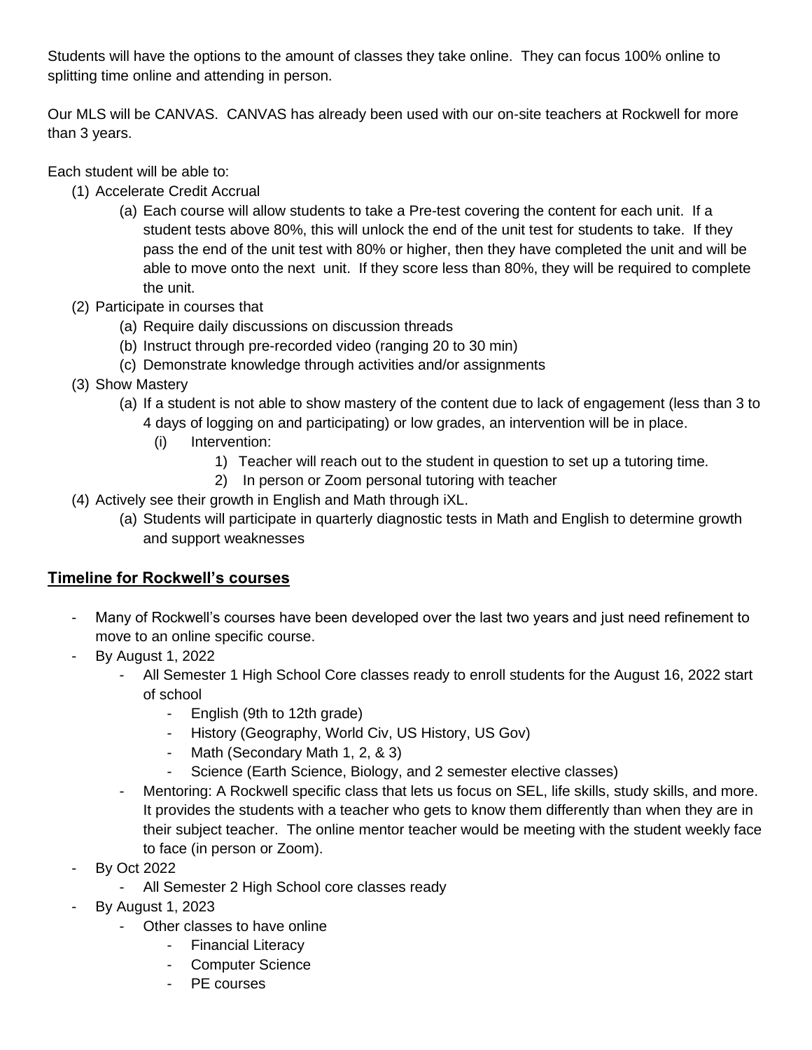Students will have the options to the amount of classes they take online. They can focus 100% online to splitting time online and attending in person.

Our MLS will be CANVAS. CANVAS has already been used with our on-site teachers at Rockwell for more than 3 years.

Each student will be able to:

(1) Accelerate Credit Accrual
    (a) Each course will allow students to take a Pre-test covering the content for each unit. If a student tests above 80%, this will unlock the end of the unit test for students to take. If they pass the end of the unit test with 80% or higher, then they have completed the unit and will be able to move onto the next unit. If they score less than 80%, they will be required to complete the unit.
(2) Participate in courses that
    (a) Require daily discussions on discussion threads
    (b) Instruct through pre-recorded video (ranging 20 to 30 min)
    (c) Demonstrate knowledge through activities and/or assignments
(3) Show Mastery
    (a) If a student is not able to show mastery of the content due to lack of engagement (less than 3 to 4 days of logging on and participating) or low grades, an intervention will be in place.
        (i) Intervention:
            1) Teacher will reach out to the student in question to set up a tutoring time.
            2) In person or Zoom personal tutoring with teacher
(4) Actively see their growth in English and Math through iXL.
    (a) Students will participate in quarterly diagnostic tests in Math and English to determine growth and support weaknesses

## Timeline for Rockwell's courses

- Many of Rockwell's courses have been developed over the last two years and just need refinement to move to an online specific course.
- By August 1, 2022
    - All Semester 1 High School Core classes ready to enroll students for the August 16, 2022 start of school
        - English (9th to 12th grade)
        - History (Geography, World Civ, US History, US Gov)
        - Math (Secondary Math 1, 2, & 3)
        - Science (Earth Science, Biology, and 2 semester elective classes)
    - Mentoring: A Rockwell specific class that lets us focus on SEL, life skills, study skills, and more. It provides the students with a teacher who gets to know them differently than when they are in their subject teacher. The online mentor teacher would be meeting with the student weekly face to face (in person or Zoom).
- By Oct 2022
    - All Semester 2 High School core classes ready
- By August 1, 2023
    - Other classes to have online
        - Financial Literacy
        - Computer Science
        - PE courses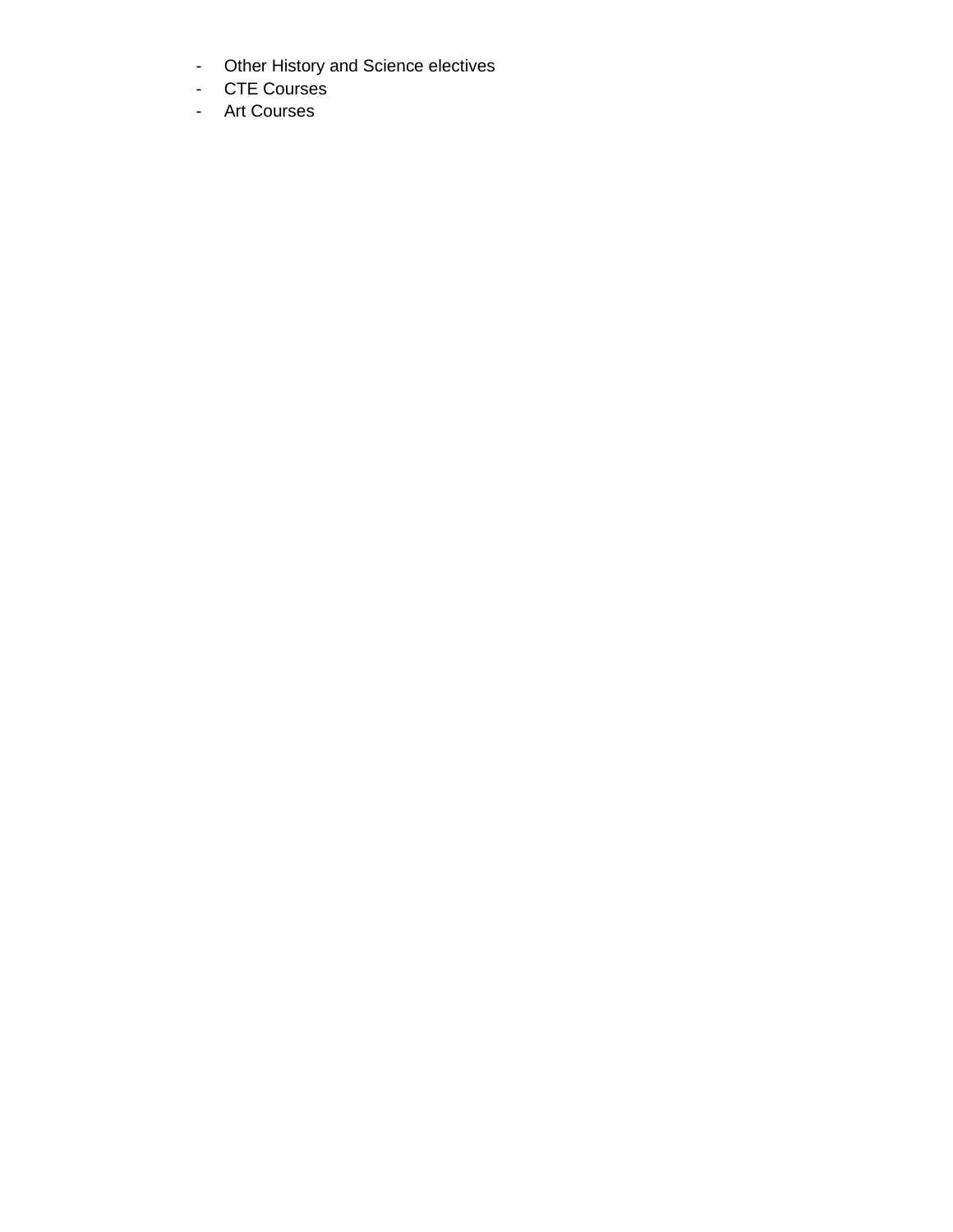- Other History and Science electives
- CTE Courses
- Art Courses